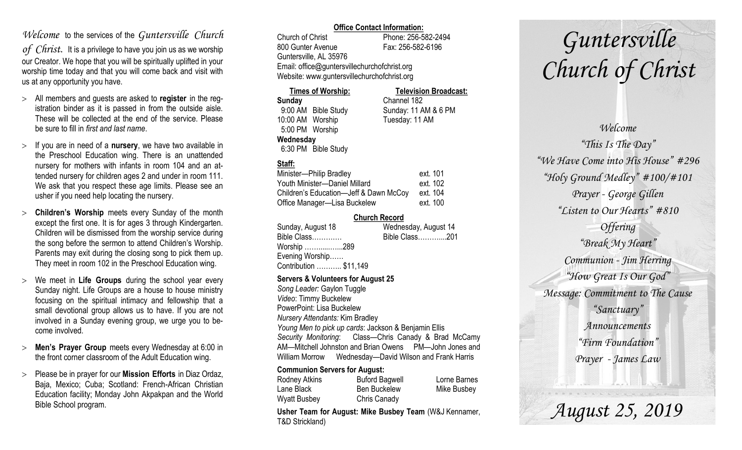*Welcome* to the services of the *Guntersville Church of Christ.* It is a privilege to have you join us as we worship our Creator. We hope that you will be spiritually uplifted in your worship time today and that you will come back and visit with us at any opportunity you have.

- All members and guests are asked to **register** in the registration binder as it is passed in from the outside aisle. These will be collected at the end of the service. Please be sure to fill in *first and last name*.
- If you are in need of a **nursery**, we have two available in the Preschool Education wing. There is an unattended nursery for mothers with infants in room 104 and an attended nursery for children ages 2 and under in room 111. We ask that you respect these age limits. Please see an usher if you need help locating the nursery.
- **Children's Worship** meets every Sunday of the month except the first one. It is for ages 3 through Kindergarten. Children will be dismissed from the worship service during the song before the sermon to attend Children's Worship. Parents may exit during the closing song to pick them up. They meet in room 102 in the Preschool Education wing.
- We meet in **Life Groups** during the school year every Sunday night. Life Groups are a house to house ministry focusing on the spiritual intimacy and fellowship that a small devotional group allows us to have. If you are not involved in a Sunday evening group, we urge you to become involved.
- **Men's Prayer Group** meets every Wednesday at 6:00 in the front corner classroom of the Adult Education wing.
- Please be in prayer for our **Mission Efforts** in Diaz Ordaz, Baja, Mexico; Cuba; Scotland: French-African Christian Education facility; Monday John Akpakpan and the World Bible School program.

**Office Contact Information:**

Church of Christ
800 Gunter Avenue
Guntersville, AL 35976
Phone: 256-582-2494
Fax: 256-582-6196
Email: office@guntersvillechurchofchrist.org
Website: www.guntersvillechurchofchrist.org

**Times of Worship:**

**Sunday**
9:00 AM Bible Study
10:00 AM Worship
5:00 PM Worship
**Wednesday**
6:30 PM Bible Study

**Television Broadcast:**

Channel 182
Sunday: 11 AM & 6 PM
Tuesday: 11 AM

**Staff:**

| | |
|---|---|
| Minister—Philip Bradley | ext. 101 |
| Youth Minister—Daniel Millard | ext. 102 |
| Children's Education—Jeff & Dawn McCoy | ext. 104 |
| Office Manager—Lisa Buckelew | ext. 100 |

**Church Record**

| Sunday, August 18 | Wednesday, August 14 |
|---|---|
| Bible Class………… | Bible Class………....201 |
| Worship ……......…..289 | |
| Evening Worship…… | |
| Contribution ……….. $11,149 | |

**Servers & Volunteers for August 25**

*Song Leader:* Gaylon Tuggle
*Video*: Timmy Buckelew
PowerPoint: Lisa Buckelew
*Nursery Attendants:* Kim Bradley
*Young Men to pick up cards*: Jackson & Benjamin Ellis
*Security Monitoring*: Class—Chris Canady & Brad McCamy AM—Mitchell Johnston and Brian Owens PM—John Jones and William Morrow Wednesday—David Wilson and Frank Harris

**Communion Servers for August:**

| | | |
|---|---|---|
| Rodney Atkins | Buford Bagwell | Lorne Barnes |
| Lane Black | Ben Buckelew | Mike Busbey |
| Wyatt Busbey | Chris Canady | |

**Usher Team for August: Mike Busbey Team** (W&J Kennamer, T&D Strickland)

# *Guntersville Church of Christ*

*Welcome*
*"This Is The Day"*
*"We Have Come into His House" #296*
*"Holy Ground Medley" #100/#101*
*Prayer - George Gillen*
*"Listen to Our Hearts" #810*
*Offering*
*"Break My Heart"*
*Communion - Jim Herring*
*"How Great Is Our God"*
*Message: Commitment to The Cause*
*"Sanctuary"*
*Announcements*
*"Firm Foundation"*
*Prayer - James Law*

## *August 25, 2019*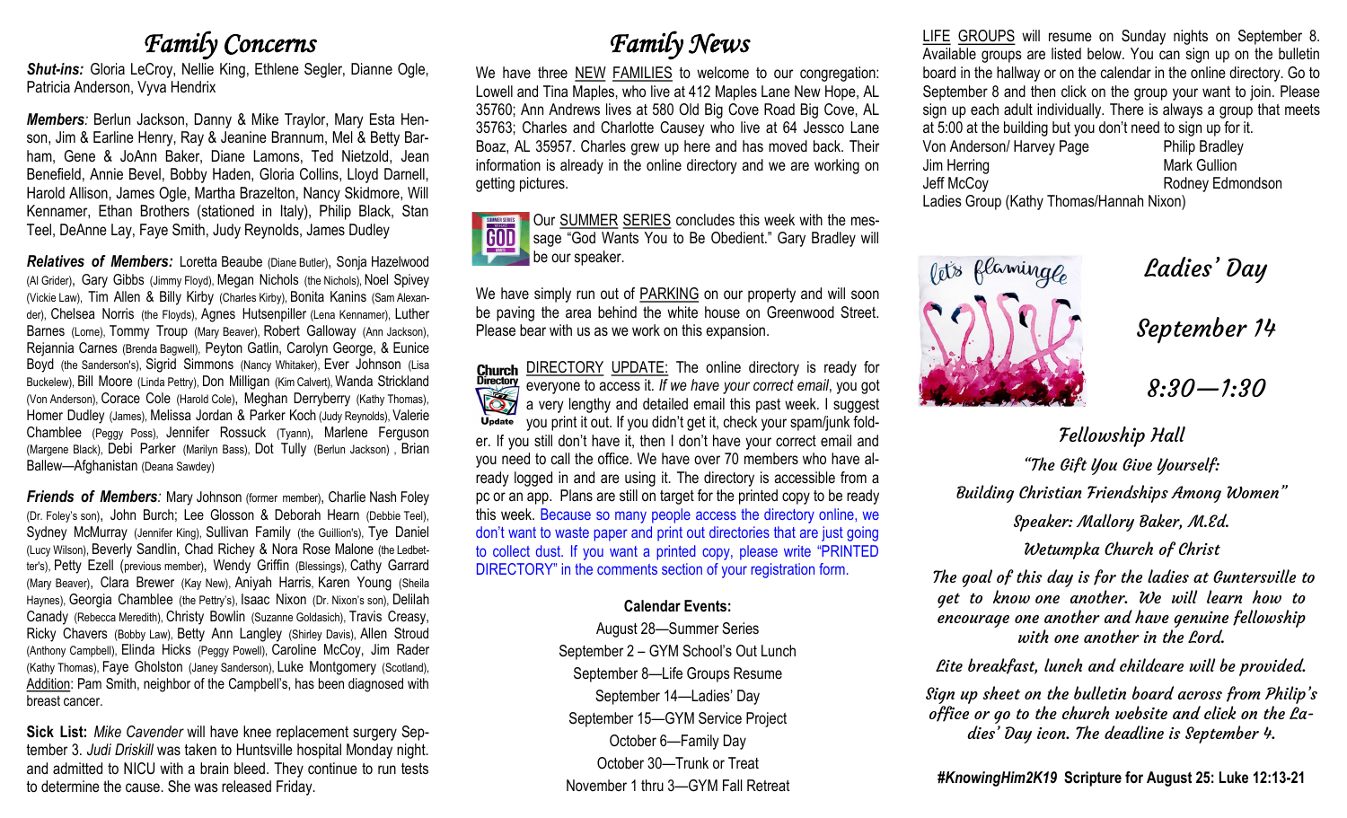# Family Concerns

***Shut-ins:*** Gloria LeCroy, Nellie King, Ethlene Segler, Dianne Ogle, Patricia Anderson, Vyva Hendrix

***Members:*** Berlun Jackson, Danny & Mike Traylor, Mary Esta Henson, Jim & Earline Henry, Ray & Jeanine Brannum, Mel & Betty Barham, Gene & JoAnn Baker, Diane Lamons, Ted Nietzold, Jean Benefield, Annie Bevel, Bobby Haden, Gloria Collins, Lloyd Darnell, Harold Allison, James Ogle, Martha Brazelton, Nancy Skidmore, Will Kennamer, Ethan Brothers (stationed in Italy), Philip Black, Stan Teel, DeAnne Lay, Faye Smith, Judy Reynolds, James Dudley

***Relatives of Members:*** Loretta Beaube (Diane Butler), Sonja Hazelwood (Al Grider), Gary Gibbs (Jimmy Floyd), Megan Nichols (the Nichols), Noel Spivey (Vickie Law), Tim Allen & Billy Kirby (Charles Kirby), Bonita Kanins (Sam Alexander), Chelsea Norris (the Floyds), Agnes Hutsenpiller (Lena Kennamer), Luther Barnes (Lorne), Tommy Troup (Mary Beaver), Robert Galloway (Ann Jackson), Rejannia Carnes (Brenda Bagwell), Peyton Gatlin, Carolyn George, & Eunice Boyd (the Sanderson's), Sigrid Simmons (Nancy Whitaker), Ever Johnson (Lisa Buckelew), Bill Moore (Linda Pettry), Don Milligan (Kim Calvert), Wanda Strickland (Von Anderson), Corace Cole (Harold Cole), Meghan Derryberry (Kathy Thomas), Homer Dudley (James), Melissa Jordan & Parker Koch (Judy Reynolds), Valerie Chamblee (Peggy Poss), Jennifer Rossuck (Tyann), Marlene Ferguson (Margene Black), Debi Parker (Marilyn Bass), Dot Tully (Berlun Jackson) , Brian Ballew—Afghanistan (Deana Sawdey)

***Friends of Members:*** Mary Johnson (former member), Charlie Nash Foley (Dr. Foley's son), John Burch; Lee Glosson & Deborah Hearn (Debbie Teel), Sydney McMurray (Jennifer King), Sullivan Family (the Guillion's), Tye Daniel (Lucy Wilson), Beverly Sandlin, Chad Richey & Nora Rose Malone (the Ledbetter's), Petty Ezell (previous member), Wendy Griffin (Blessings), Cathy Garrard (Mary Beaver), Clara Brewer (Kay New), Aniyah Harris, Karen Young (Sheila Haynes), Georgia Chamblee (the Pettry's), Isaac Nixon (Dr. Nixon's son), Delilah Canady (Rebecca Meredith), Christy Bowlin (Suzanne Goldasich), Travis Creasy, Ricky Chavers (Bobby Law), Betty Ann Langley (Shirley Davis), Allen Stroud (Anthony Campbell), Elinda Hicks (Peggy Powell), Caroline McCoy, Jim Rader (Kathy Thomas), Faye Gholston (Janey Sanderson), Luke Montgomery (Scotland), Addition: Pam Smith, neighbor of the Campbell's, has been diagnosed with breast cancer.

**Sick List:** *Mike Cavender* will have knee replacement surgery September 3. *Judi Driskill* was taken to Huntsville hospital Monday night. and admitted to NICU with a brain bleed. They continue to run tests to determine the cause. She was released Friday.

# Family News

We have three NEW FAMILIES to welcome to our congregation: Lowell and Tina Maples, who live at 412 Maples Lane New Hope, AL 35760; Ann Andrews lives at 580 Old Big Cove Road Big Cove, AL 35763; Charles and Charlotte Causey who live at 64 Jessco Lane Boaz, AL 35957. Charles grew up here and has moved back. Their information is already in the online directory and we are working on getting pictures.

Our SUMMER SERIES concludes this week with the message "God Wants You to Be Obedient." Gary Bradley will be our speaker.

We have simply run out of PARKING on our property and will soon be paving the area behind the white house on Greenwood Street. Please bear with us as we work on this expansion.

DIRECTORY UPDATE: The online directory is ready for everyone to access it. *If we have your correct email*, you got a very lengthy and detailed email this past week. I suggest you print it out. If you didn't get it, check your spam/junk folder. If you still don't have it, then I don't have your correct email and you need to call the office. We have over 70 members who have already logged in and are using it. The directory is accessible from a pc or an app. Plans are still on target for the printed copy to be ready this week. Because so many people access the directory online, we don't want to waste paper and print out directories that are just going to collect dust. If you want a printed copy, please write "PRINTED DIRECTORY" in the comments section of your registration form.

**Calendar Events:**

August 28—Summer Series
September 2 – GYM School's Out Lunch
September 8—Life Groups Resume
September 14—Ladies' Day
September 15—GYM Service Project
October 6—Family Day
October 30—Trunk or Treat
November 1 thru 3—GYM Fall Retreat

LIFE GROUPS will resume on Sunday nights on September 8. Available groups are listed below. You can sign up on the bulletin board in the hallway or on the calendar in the online directory. Go to September 8 and then click on the group your want to join. Please sign up each adult individually. There is always a group that meets at 5:00 at the building but you don't need to sign up for it.

| | |
|---|---|
| Von Anderson/ Harvey Page | Philip Bradley |
| Jim Herring | Mark Gullion |
| Jeff McCoy | Rodney Edmondson |
| Ladies Group (Kathy Thomas/Hannah Nixon) | |

let's flamingle

## Ladies' Day

## September 14

## 8:30—1:30

### Fellowship Hall

"The Gift You Give Yourself:
Building Christian Friendships Among Women"

Speaker: Mallory Baker, M.Ed.
Wetumpka Church of Christ

The goal of this day is for the ladies at Guntersville to get to know one another. We will learn how to encourage one another and have genuine fellowship with one another in the Lord.

Lite breakfast, lunch and childcare will be provided.

Sign up sheet on the bulletin board across from Philip's office or go to the church website and click on the Ladies' Day icon. The deadline is September 4.

**#KnowingHim2K19 Scripture for August 25: Luke 12:13-21**